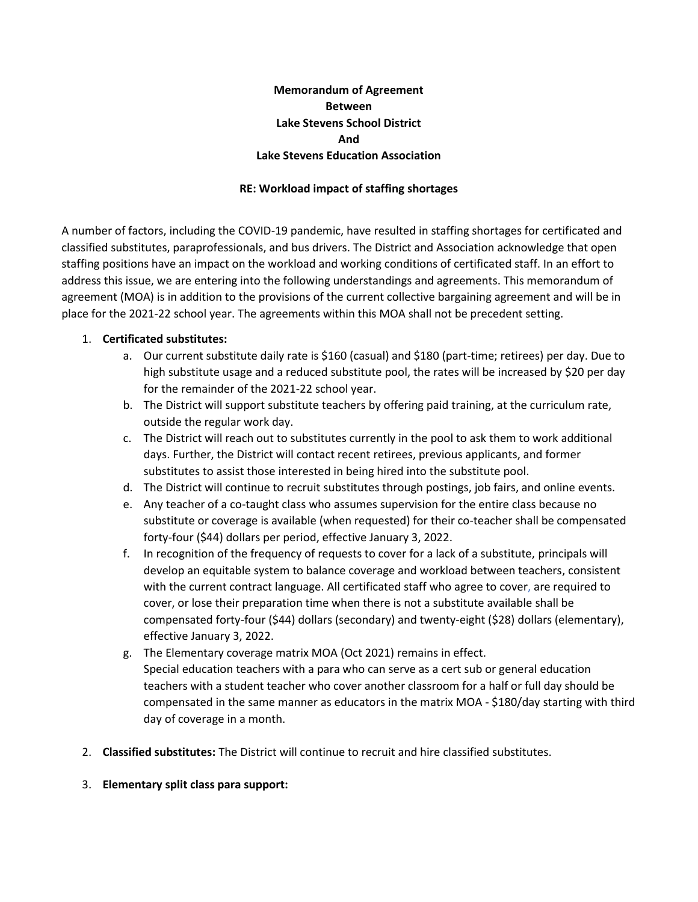**Memorandum of Agreement**
**Between**
**Lake Stevens School District**
**And**
**Lake Stevens Education Association**

**RE: Workload impact of staffing shortages**

A number of factors, including the COVID-19 pandemic, have resulted in staffing shortages for certificated and classified substitutes, paraprofessionals, and bus drivers. The District and Association acknowledge that open staffing positions have an impact on the workload and working conditions of certificated staff. In an effort to address this issue, we are entering into the following understandings and agreements. This memorandum of agreement (MOA) is in addition to the provisions of the current collective bargaining agreement and will be in place for the 2021-22 school year. The agreements within this MOA shall not be precedent setting.

1. **Certificated substitutes:**
   a. Our current substitute daily rate is $160 (casual) and $180 (part-time; retirees) per day. Due to high substitute usage and a reduced substitute pool, the rates will be increased by $20 per day for the remainder of the 2021-22 school year.
   b. The District will support substitute teachers by offering paid training, at the curriculum rate, outside the regular work day.
   c. The District will reach out to substitutes currently in the pool to ask them to work additional days. Further, the District will contact recent retirees, previous applicants, and former substitutes to assist those interested in being hired into the substitute pool.
   d. The District will continue to recruit substitutes through postings, job fairs, and online events.
   e. Any teacher of a co-taught class who assumes supervision for the entire class because no substitute or coverage is available (when requested) for their co-teacher shall be compensated forty-four ($44) dollars per period, effective January 3, 2022.
   f. In recognition of the frequency of requests to cover for a lack of a substitute, principals will develop an equitable system to balance coverage and workload between teachers, consistent with the current contract language. All certificated staff who agree to cover, are required to cover, or lose their preparation time when there is not a substitute available shall be compensated forty-four ($44) dollars (secondary) and twenty-eight ($28) dollars (elementary), effective January 3, 2022.
   g. The Elementary coverage matrix MOA (Oct 2021) remains in effect.
   Special education teachers with a para who can serve as a cert sub or general education teachers with a student teacher who cover another classroom for a half or full day should be compensated in the same manner as educators in the matrix MOA - $180/day starting with third day of coverage in a month.

2. **Classified substitutes:** The District will continue to recruit and hire classified substitutes.

3. **Elementary split class para support:**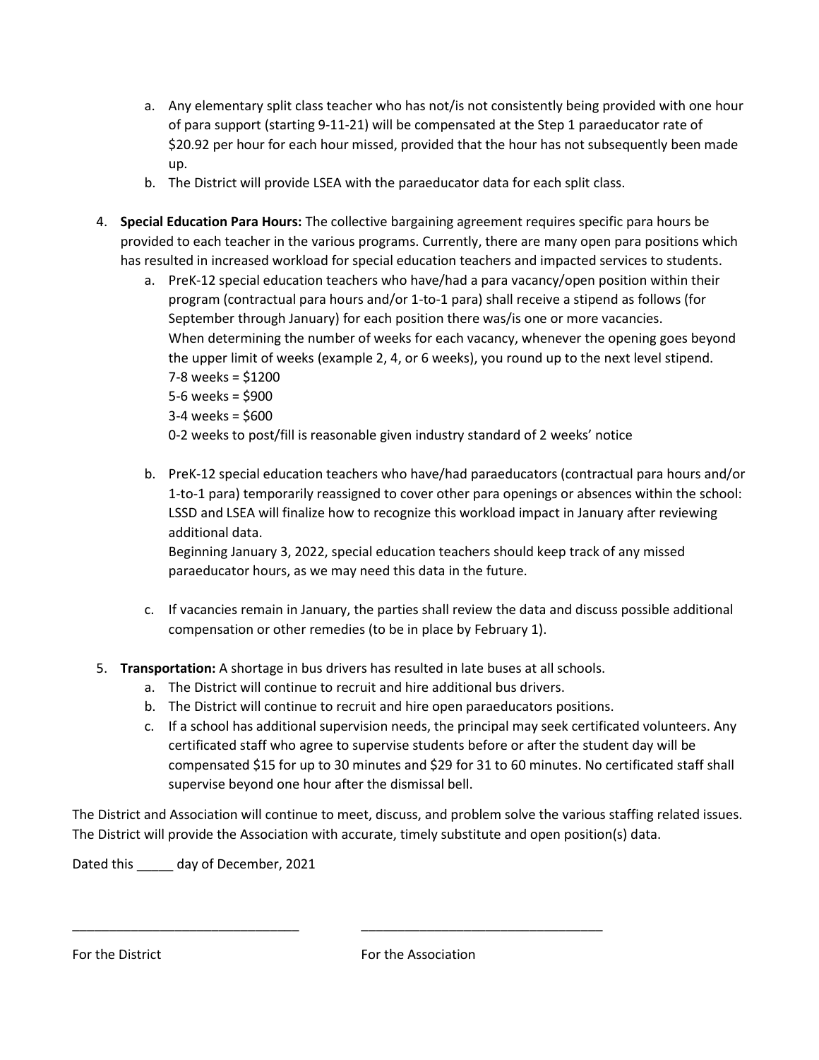a. Any elementary split class teacher who has not/is not consistently being provided with one hour of para support (starting 9-11-21) will be compensated at the Step 1 paraeducator rate of $20.92 per hour for each hour missed, provided that the hour has not subsequently been made up.
   b. The District will provide LSEA with the paraeducator data for each split class.

4. **Special Education Para Hours:** The collective bargaining agreement requires specific para hours be provided to each teacher in the various programs. Currently, there are many open para positions which has resulted in increased workload for special education teachers and impacted services to students.
   a. PreK-12 special education teachers who have/had a para vacancy/open position within their program (contractual para hours and/or 1-to-1 para) shall receive a stipend as follows (for September through January) for each position there was/is one or more vacancies.
   When determining the number of weeks for each vacancy, whenever the opening goes beyond the upper limit of weeks (example 2, 4, or 6 weeks), you round up to the next level stipend.
   7-8 weeks = $1200
   5-6 weeks = $900
   3-4 weeks = $600
   0-2 weeks to post/fill is reasonable given industry standard of 2 weeks' notice

   b. PreK-12 special education teachers who have/had paraeducators (contractual para hours and/or 1-to-1 para) temporarily reassigned to cover other para openings or absences within the school: LSSD and LSEA will finalize how to recognize this workload impact in January after reviewing additional data.
   Beginning January 3, 2022, special education teachers should keep track of any missed paraeducator hours, as we may need this data in the future.

   c. If vacancies remain in January, the parties shall review the data and discuss possible additional compensation or other remedies (to be in place by February 1).

5. **Transportation:** A shortage in bus drivers has resulted in late buses at all schools.
   a. The District will continue to recruit and hire additional bus drivers.
   b. The District will continue to recruit and hire open paraeducators positions.
   c. If a school has additional supervision needs, the principal may seek certificated volunteers. Any certificated staff who agree to supervise students before or after the student day will be compensated $15 for up to 30 minutes and $29 for 31 to 60 minutes. No certificated staff shall supervise beyond one hour after the dismissal bell.

The District and Association will continue to meet, discuss, and problem solve the various staffing related issues. The District will provide the Association with accurate, timely substitute and open position(s) data.

Dated this _____ day of December, 2021

_______________________________ _________________________________

For the District For the Association